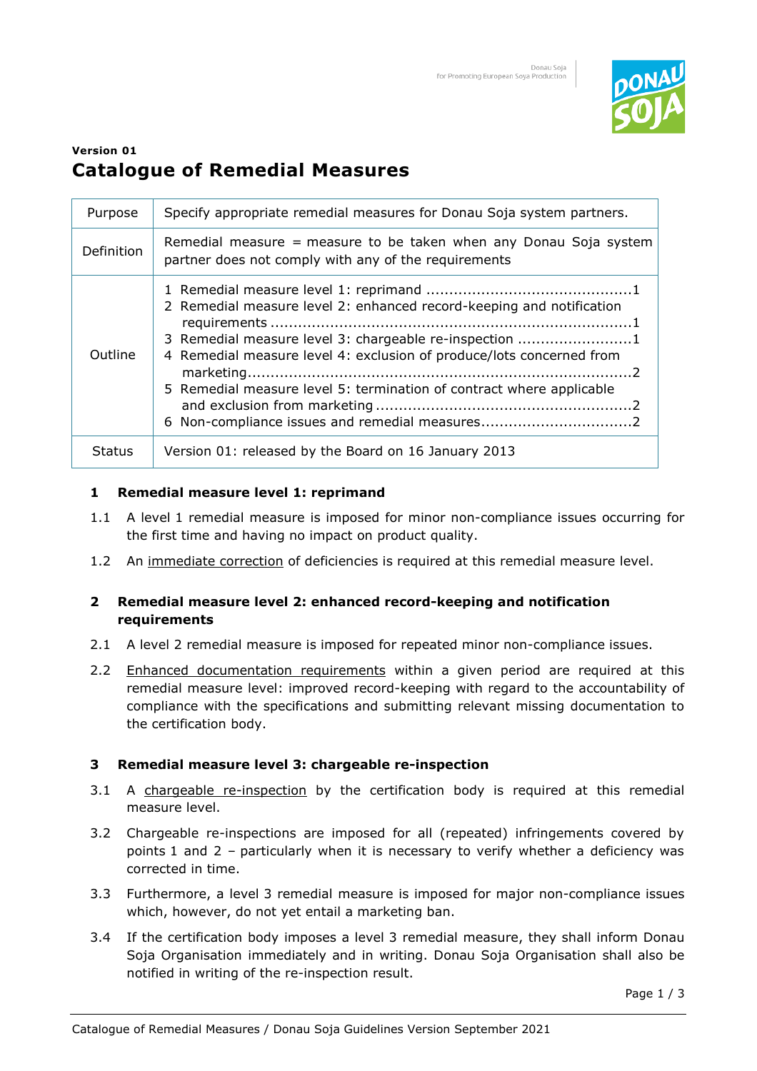**Version 01**

# Catalogue of Remedial Measures

| Purpose | Specify appropriate remedial measures for Donau Soja system partners. |
|---|---|
| Definition | Remedial measure = measure to be taken when any Donau Soja system partner does not comply with any of the requirements |
| Outline | 1 Remedial measure level 1: reprimand ....1<br>2 Remedial measure level 2: enhanced record-keeping and notification requirements ....1<br>3 Remedial measure level 3: chargeable re-inspection ....1<br>4 Remedial measure level 4: exclusion of produce/lots concerned from marketing ....2<br>5 Remedial measure level 5: termination of contract where applicable and exclusion from marketing ....2<br>6 Non-compliance issues and remedial measures....2 |
| Status | Version 01: released by the Board on 16 January 2013 |

## 1 Remedial measure level 1: reprimand

1.1 A level 1 remedial measure is imposed for minor non-compliance issues occurring for the first time and having no impact on product quality.

1.2 An immediate correction of deficiencies is required at this remedial measure level.

## 2 Remedial measure level 2: enhanced record-keeping and notification requirements

2.1 A level 2 remedial measure is imposed for repeated minor non-compliance issues.

2.2 Enhanced documentation requirements within a given period are required at this remedial measure level: improved record-keeping with regard to the accountability of compliance with the specifications and submitting relevant missing documentation to the certification body.

## 3 Remedial measure level 3: chargeable re-inspection

3.1 A chargeable re-inspection by the certification body is required at this remedial measure level.

3.2 Chargeable re-inspections are imposed for all (repeated) infringements covered by points 1 and 2 – particularly when it is necessary to verify whether a deficiency was corrected in time.

3.3 Furthermore, a level 3 remedial measure is imposed for major non-compliance issues which, however, do not yet entail a marketing ban.

3.4 If the certification body imposes a level 3 remedial measure, they shall inform Donau Soja Organisation immediately and in writing. Donau Soja Organisation shall also be notified in writing of the re-inspection result.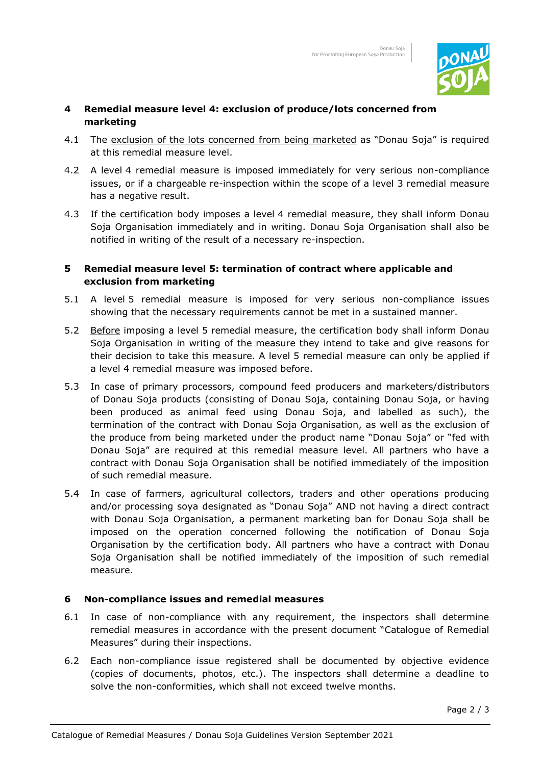## 4 Remedial measure level 4: exclusion of produce/lots concerned from marketing

4.1 The exclusion of the lots concerned from being marketed as "Donau Soja" is required at this remedial measure level.

4.2 A level 4 remedial measure is imposed immediately for very serious non-compliance issues, or if a chargeable re-inspection within the scope of a level 3 remedial measure has a negative result.

4.3 If the certification body imposes a level 4 remedial measure, they shall inform Donau Soja Organisation immediately and in writing. Donau Soja Organisation shall also be notified in writing of the result of a necessary re-inspection.

## 5 Remedial measure level 5: termination of contract where applicable and exclusion from marketing

5.1 A level 5 remedial measure is imposed for very serious non-compliance issues showing that the necessary requirements cannot be met in a sustained manner.

5.2 Before imposing a level 5 remedial measure, the certification body shall inform Donau Soja Organisation in writing of the measure they intend to take and give reasons for their decision to take this measure. A level 5 remedial measure can only be applied if a level 4 remedial measure was imposed before.

5.3 In case of primary processors, compound feed producers and marketers/distributors of Donau Soja products (consisting of Donau Soja, containing Donau Soja, or having been produced as animal feed using Donau Soja, and labelled as such), the termination of the contract with Donau Soja Organisation, as well as the exclusion of the produce from being marketed under the product name "Donau Soja" or "fed with Donau Soja" are required at this remedial measure level. All partners who have a contract with Donau Soja Organisation shall be notified immediately of the imposition of such remedial measure.

5.4 In case of farmers, agricultural collectors, traders and other operations producing and/or processing soya designated as "Donau Soja" AND not having a direct contract with Donau Soja Organisation, a permanent marketing ban for Donau Soja shall be imposed on the operation concerned following the notification of Donau Soja Organisation by the certification body. All partners who have a contract with Donau Soja Organisation shall be notified immediately of the imposition of such remedial measure.

## 6 Non-compliance issues and remedial measures

6.1 In case of non-compliance with any requirement, the inspectors shall determine remedial measures in accordance with the present document "Catalogue of Remedial Measures" during their inspections.

6.2 Each non-compliance issue registered shall be documented by objective evidence (copies of documents, photos, etc.). The inspectors shall determine a deadline to solve the non-conformities, which shall not exceed twelve months.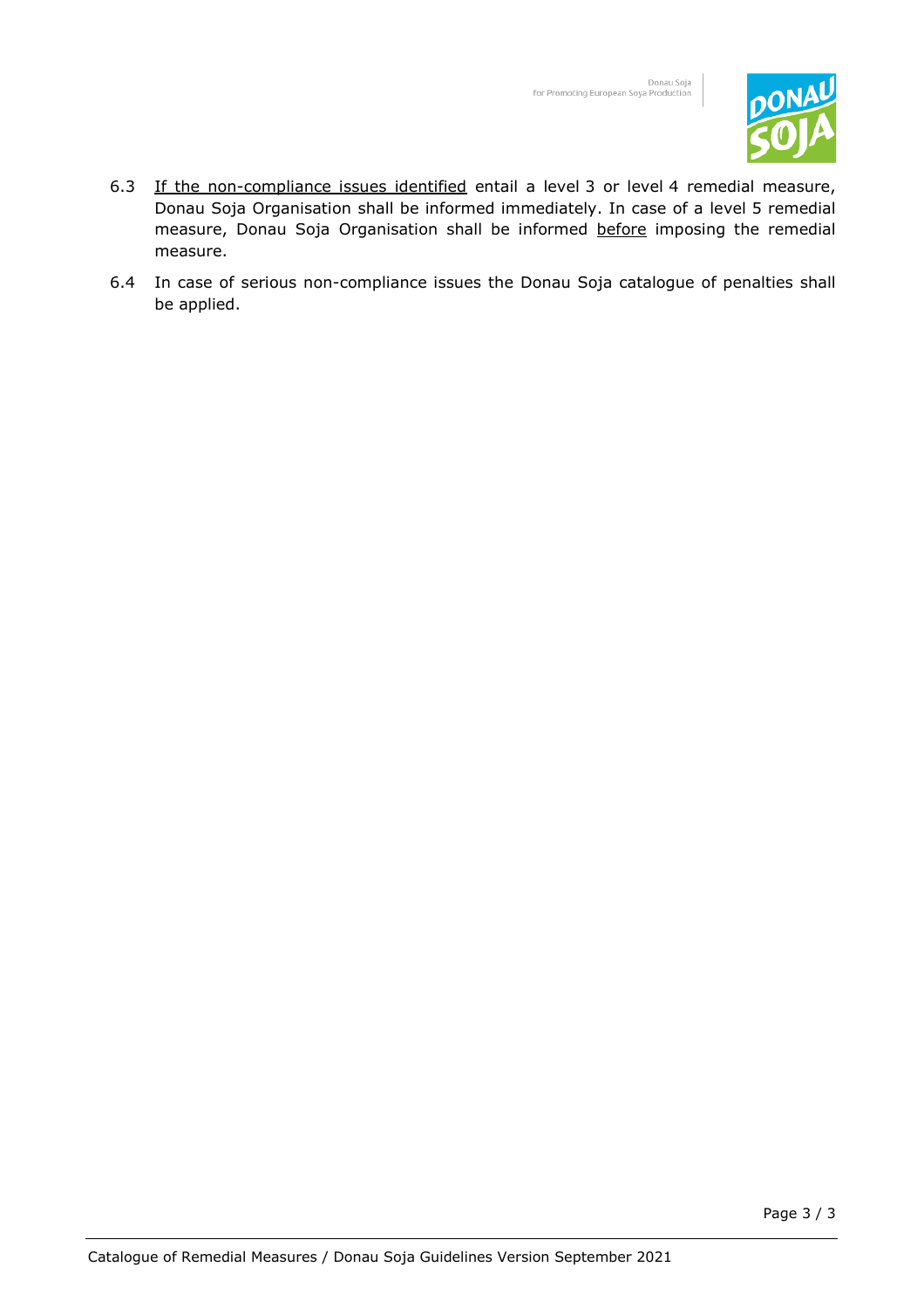6.3 <u>If the non-compliance issues identified</u> entail a level 3 or level 4 remedial measure, Donau Soja Organisation shall be informed immediately. In case of a level 5 remedial measure, Donau Soja Organisation shall be informed <u>before</u> imposing the remedial measure.

6.4 In case of serious non-compliance issues the Donau Soja catalogue of penalties shall be applied.